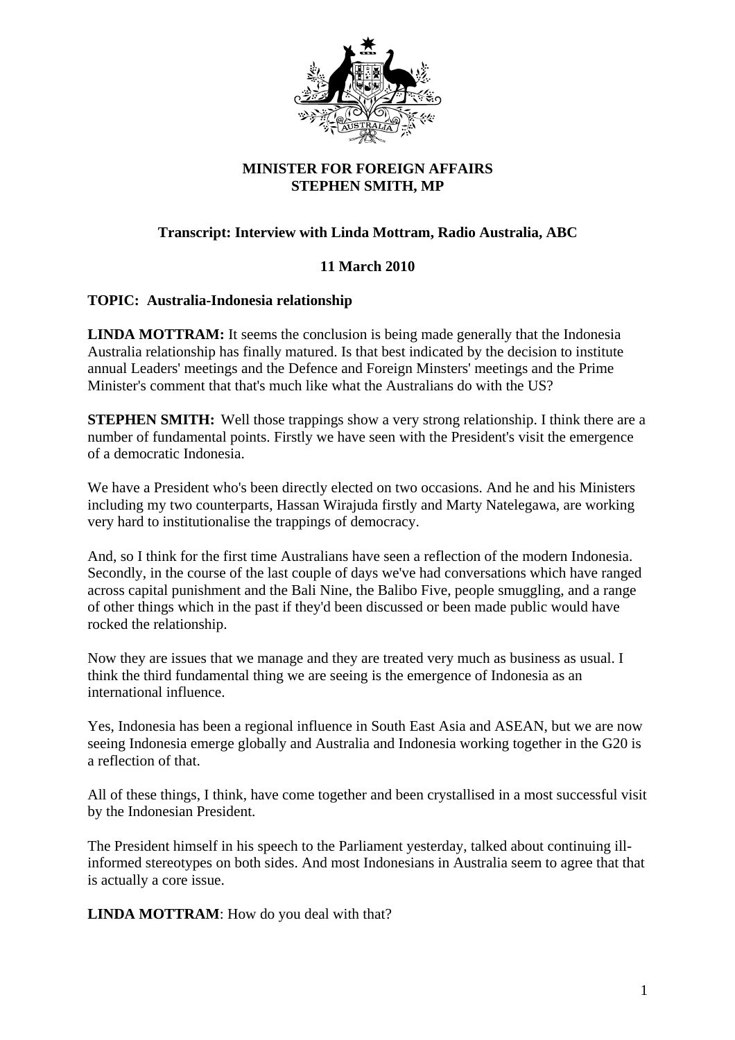**MINISTER FOR FOREIGN AFFAIRS**
**STEPHEN SMITH, MP**

**Transcript: Interview with Linda Mottram, Radio Australia, ABC**

**11 March 2010**

**TOPIC: Australia-Indonesia relationship**

**LINDA MOTTRAM:** It seems the conclusion is being made generally that the Indonesia Australia relationship has finally matured. Is that best indicated by the decision to institute annual Leaders' meetings and the Defence and Foreign Minsters' meetings and the Prime Minister's comment that that's much like what the Australians do with the US?

**STEPHEN SMITH:** Well those trappings show a very strong relationship. I think there are a number of fundamental points. Firstly we have seen with the President's visit the emergence of a democratic Indonesia.

We have a President who's been directly elected on two occasions. And he and his Ministers including my two counterparts, Hassan Wirajuda firstly and Marty Natelegawa, are working very hard to institutionalise the trappings of democracy.

And, so I think for the first time Australians have seen a reflection of the modern Indonesia. Secondly, in the course of the last couple of days we've had conversations which have ranged across capital punishment and the Bali Nine, the Balibo Five, people smuggling, and a range of other things which in the past if they'd been discussed or been made public would have rocked the relationship.

Now they are issues that we manage and they are treated very much as business as usual. I think the third fundamental thing we are seeing is the emergence of Indonesia as an international influence.

Yes, Indonesia has been a regional influence in South East Asia and ASEAN, but we are now seeing Indonesia emerge globally and Australia and Indonesia working together in the G20 is a reflection of that.

All of these things, I think, have come together and been crystallised in a most successful visit by the Indonesian President.

The President himself in his speech to the Parliament yesterday, talked about continuing ill-informed stereotypes on both sides. And most Indonesians in Australia seem to agree that that is actually a core issue.

**LINDA MOTTRAM**: How do you deal with that?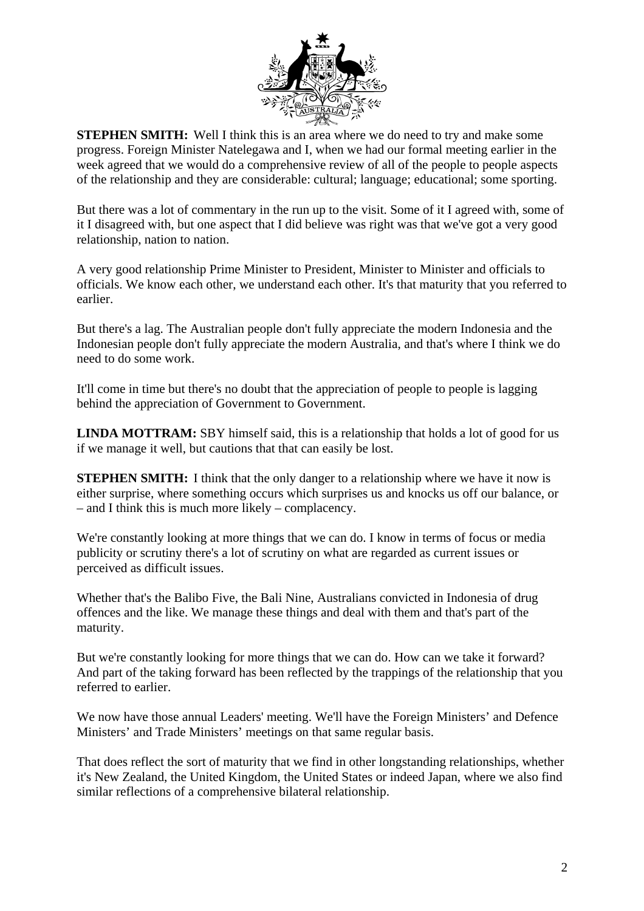**STEPHEN SMITH:** Well I think this is an area where we do need to try and make some progress. Foreign Minister Natelegawa and I, when we had our formal meeting earlier in the week agreed that we would do a comprehensive review of all of the people to people aspects of the relationship and they are considerable: cultural; language; educational; some sporting.

But there was a lot of commentary in the run up to the visit. Some of it I agreed with, some of it I disagreed with, but one aspect that I did believe was right was that we've got a very good relationship, nation to nation.

A very good relationship Prime Minister to President, Minister to Minister and officials to officials. We know each other, we understand each other. It's that maturity that you referred to earlier.

But there's a lag. The Australian people don't fully appreciate the modern Indonesia and the Indonesian people don't fully appreciate the modern Australia, and that's where I think we do need to do some work.

It'll come in time but there's no doubt that the appreciation of people to people is lagging behind the appreciation of Government to Government.

**LINDA MOTTRAM:** SBY himself said, this is a relationship that holds a lot of good for us if we manage it well, but cautions that that can easily be lost.

**STEPHEN SMITH:** I think that the only danger to a relationship where we have it now is either surprise, where something occurs which surprises us and knocks us off our balance, or – and I think this is much more likely – complacency.

We're constantly looking at more things that we can do. I know in terms of focus or media publicity or scrutiny there's a lot of scrutiny on what are regarded as current issues or perceived as difficult issues.

Whether that's the Balibo Five, the Bali Nine, Australians convicted in Indonesia of drug offences and the like. We manage these things and deal with them and that's part of the maturity.

But we're constantly looking for more things that we can do. How can we take it forward? And part of the taking forward has been reflected by the trappings of the relationship that you referred to earlier.

We now have those annual Leaders' meeting. We'll have the Foreign Ministers' and Defence Ministers' and Trade Ministers' meetings on that same regular basis.

That does reflect the sort of maturity that we find in other longstanding relationships, whether it's New Zealand, the United Kingdom, the United States or indeed Japan, where we also find similar reflections of a comprehensive bilateral relationship.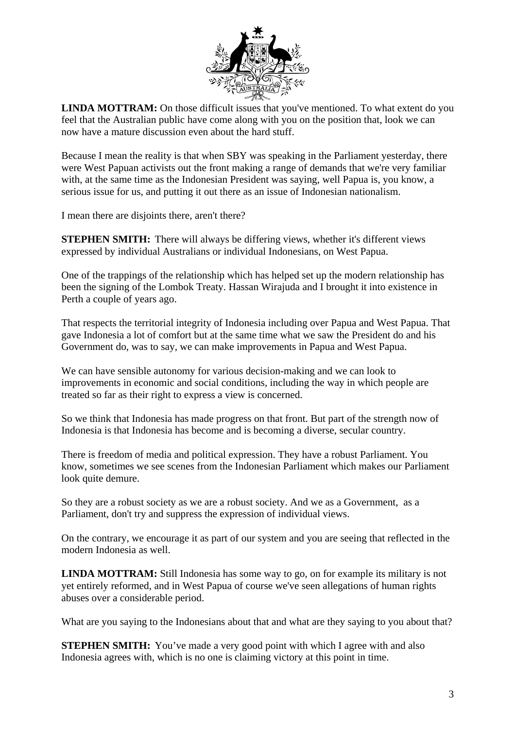**LINDA MOTTRAM:** On those difficult issues that you've mentioned. To what extent do you feel that the Australian public have come along with you on the position that, look we can now have a mature discussion even about the hard stuff.

Because I mean the reality is that when SBY was speaking in the Parliament yesterday, there were West Papuan activists out the front making a range of demands that we're very familiar with, at the same time as the Indonesian President was saying, well Papua is, you know, a serious issue for us, and putting it out there as an issue of Indonesian nationalism.

I mean there are disjoints there, aren't there?

**STEPHEN SMITH:** There will always be differing views, whether it's different views expressed by individual Australians or individual Indonesians, on West Papua.

One of the trappings of the relationship which has helped set up the modern relationship has been the signing of the Lombok Treaty. Hassan Wirajuda and I brought it into existence in Perth a couple of years ago.

That respects the territorial integrity of Indonesia including over Papua and West Papua. That gave Indonesia a lot of comfort but at the same time what we saw the President do and his Government do, was to say, we can make improvements in Papua and West Papua.

We can have sensible autonomy for various decision-making and we can look to improvements in economic and social conditions, including the way in which people are treated so far as their right to express a view is concerned.

So we think that Indonesia has made progress on that front. But part of the strength now of Indonesia is that Indonesia has become and is becoming a diverse, secular country.

There is freedom of media and political expression. They have a robust Parliament. You know, sometimes we see scenes from the Indonesian Parliament which makes our Parliament look quite demure.

So they are a robust society as we are a robust society. And we as a Government, as a Parliament, don't try and suppress the expression of individual views.

On the contrary, we encourage it as part of our system and you are seeing that reflected in the modern Indonesia as well.

**LINDA MOTTRAM:** Still Indonesia has some way to go, on for example its military is not yet entirely reformed, and in West Papua of course we've seen allegations of human rights abuses over a considerable period.

What are you saying to the Indonesians about that and what are they saying to you about that?

**STEPHEN SMITH:** You've made a very good point with which I agree with and also Indonesia agrees with, which is no one is claiming victory at this point in time.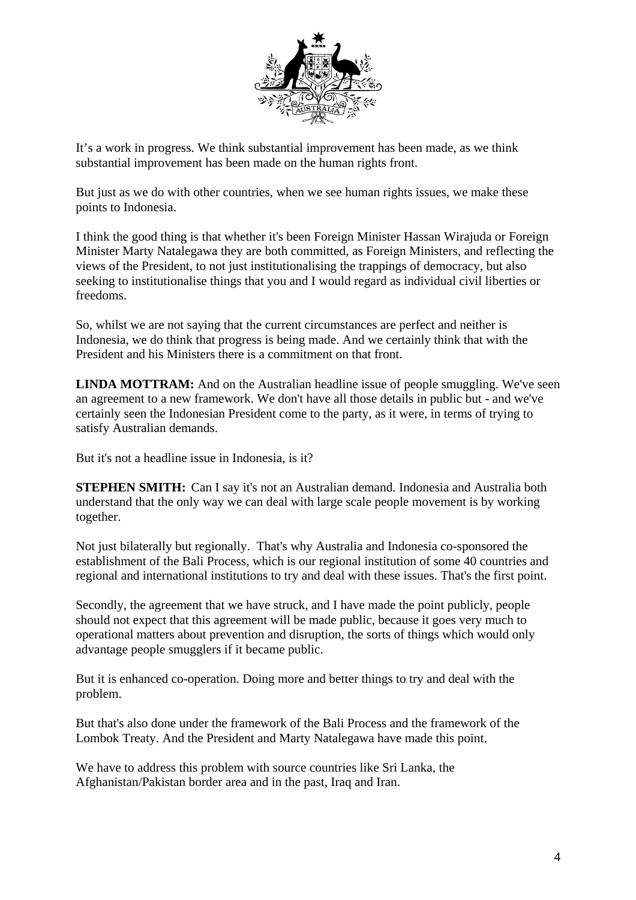It's a work in progress. We think substantial improvement has been made, as we think substantial improvement has been made on the human rights front.

But just as we do with other countries, when we see human rights issues, we make these points to Indonesia.

I think the good thing is that whether it's been Foreign Minister Hassan Wirajuda or Foreign Minister Marty Natalegawa they are both committed, as Foreign Ministers, and reflecting the views of the President, to not just institutionalising the trappings of democracy, but also seeking to institutionalise things that you and I would regard as individual civil liberties or freedoms.

So, whilst we are not saying that the current circumstances are perfect and neither is Indonesia, we do think that progress is being made. And we certainly think that with the President and his Ministers there is a commitment on that front.

**LINDA MOTTRAM:** And on the Australian headline issue of people smuggling. We've seen an agreement to a new framework. We don't have all those details in public but - and we've certainly seen the Indonesian President come to the party, as it were, in terms of trying to satisfy Australian demands.

But it's not a headline issue in Indonesia, is it?

**STEPHEN SMITH:** Can I say it's not an Australian demand. Indonesia and Australia both understand that the only way we can deal with large scale people movement is by working together.

Not just bilaterally but regionally. That's why Australia and Indonesia co-sponsored the establishment of the Bali Process, which is our regional institution of some 40 countries and regional and international institutions to try and deal with these issues. That's the first point.

Secondly, the agreement that we have struck, and I have made the point publicly, people should not expect that this agreement will be made public, because it goes very much to operational matters about prevention and disruption, the sorts of things which would only advantage people smugglers if it became public.

But it is enhanced co-operation. Doing more and better things to try and deal with the problem.

But that's also done under the framework of the Bali Process and the framework of the Lombok Treaty. And the President and Marty Natalegawa have made this point.

We have to address this problem with source countries like Sri Lanka, the Afghanistan/Pakistan border area and in the past, Iraq and Iran.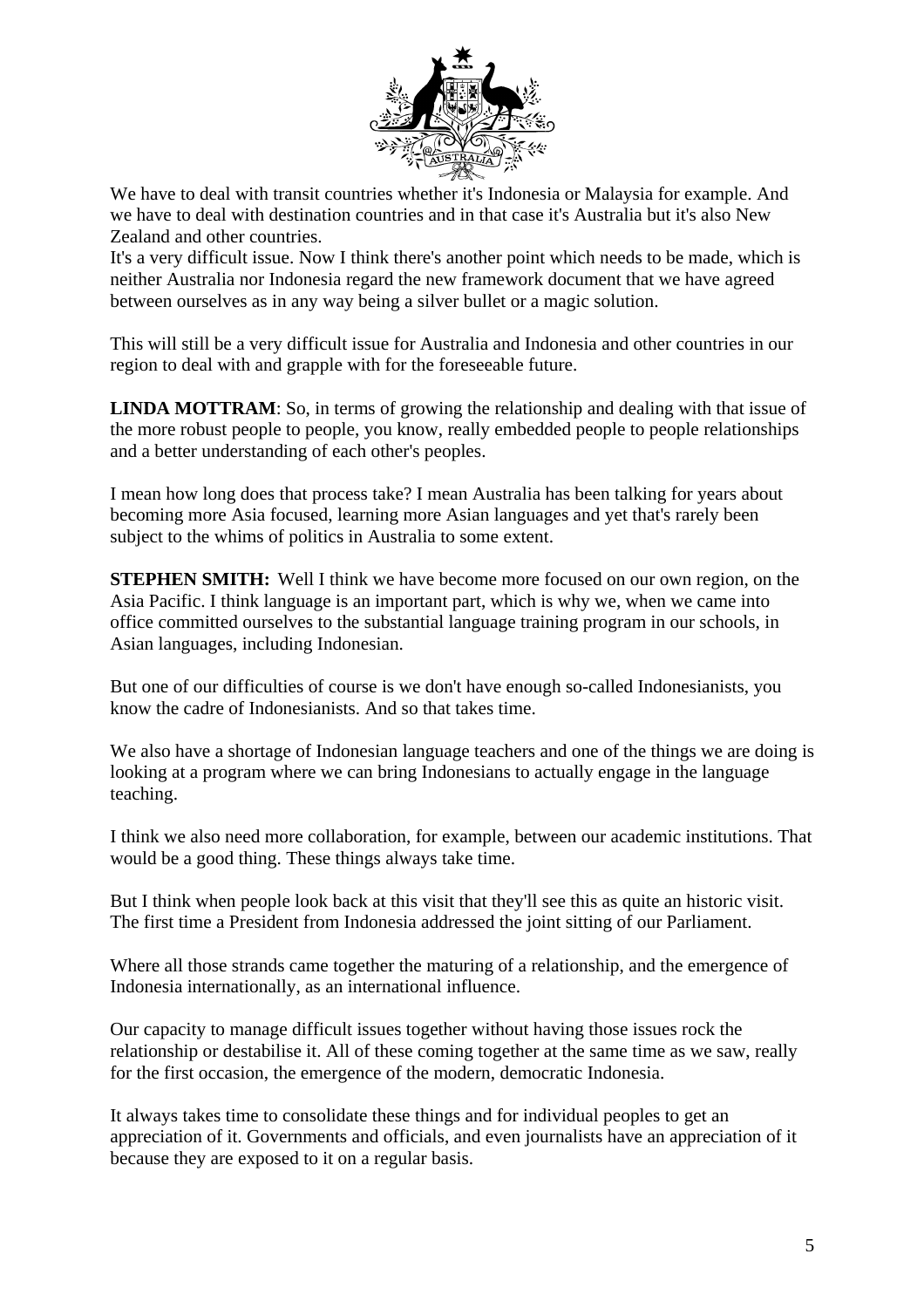We have to deal with transit countries whether it's Indonesia or Malaysia for example. And we have to deal with destination countries and in that case it's Australia but it's also New Zealand and other countries.

It's a very difficult issue. Now I think there's another point which needs to be made, which is neither Australia nor Indonesia regard the new framework document that we have agreed between ourselves as in any way being a silver bullet or a magic solution.

This will still be a very difficult issue for Australia and Indonesia and other countries in our region to deal with and grapple with for the foreseeable future.

**LINDA MOTTRAM**: So, in terms of growing the relationship and dealing with that issue of the more robust people to people, you know, really embedded people to people relationships and a better understanding of each other's peoples.

I mean how long does that process take? I mean Australia has been talking for years about becoming more Asia focused, learning more Asian languages and yet that's rarely been subject to the whims of politics in Australia to some extent.

**STEPHEN SMITH:** Well I think we have become more focused on our own region, on the Asia Pacific. I think language is an important part, which is why we, when we came into office committed ourselves to the substantial language training program in our schools, in Asian languages, including Indonesian.

But one of our difficulties of course is we don't have enough so-called Indonesianists, you know the cadre of Indonesianists. And so that takes time.

We also have a shortage of Indonesian language teachers and one of the things we are doing is looking at a program where we can bring Indonesians to actually engage in the language teaching.

I think we also need more collaboration, for example, between our academic institutions. That would be a good thing. These things always take time.

But I think when people look back at this visit that they'll see this as quite an historic visit. The first time a President from Indonesia addressed the joint sitting of our Parliament.

Where all those strands came together the maturing of a relationship, and the emergence of Indonesia internationally, as an international influence.

Our capacity to manage difficult issues together without having those issues rock the relationship or destabilise it. All of these coming together at the same time as we saw, really for the first occasion, the emergence of the modern, democratic Indonesia.

It always takes time to consolidate these things and for individual peoples to get an appreciation of it. Governments and officials, and even journalists have an appreciation of it because they are exposed to it on a regular basis.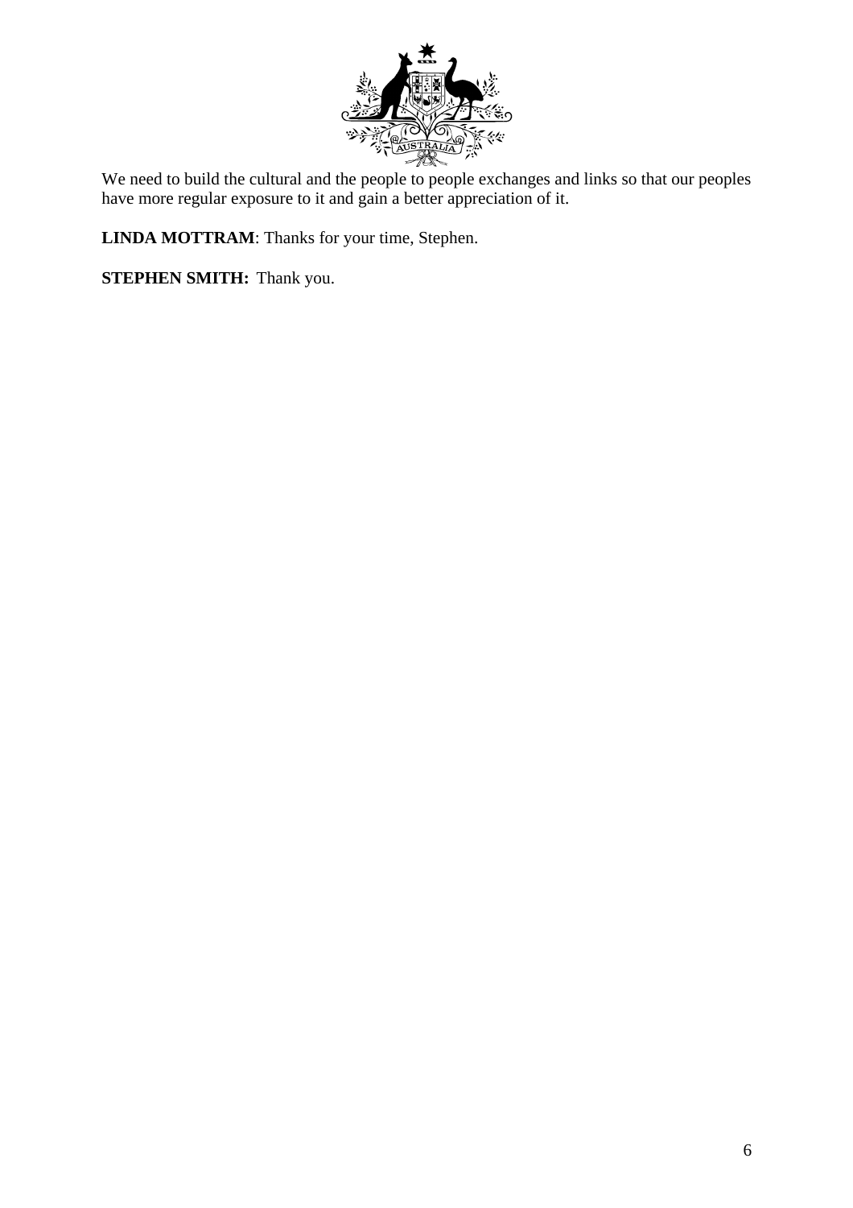We need to build the cultural and the people to people exchanges and links so that our peoples have more regular exposure to it and gain a better appreciation of it.

**LINDA MOTTRAM**: Thanks for your time, Stephen.

**STEPHEN SMITH:** Thank you.